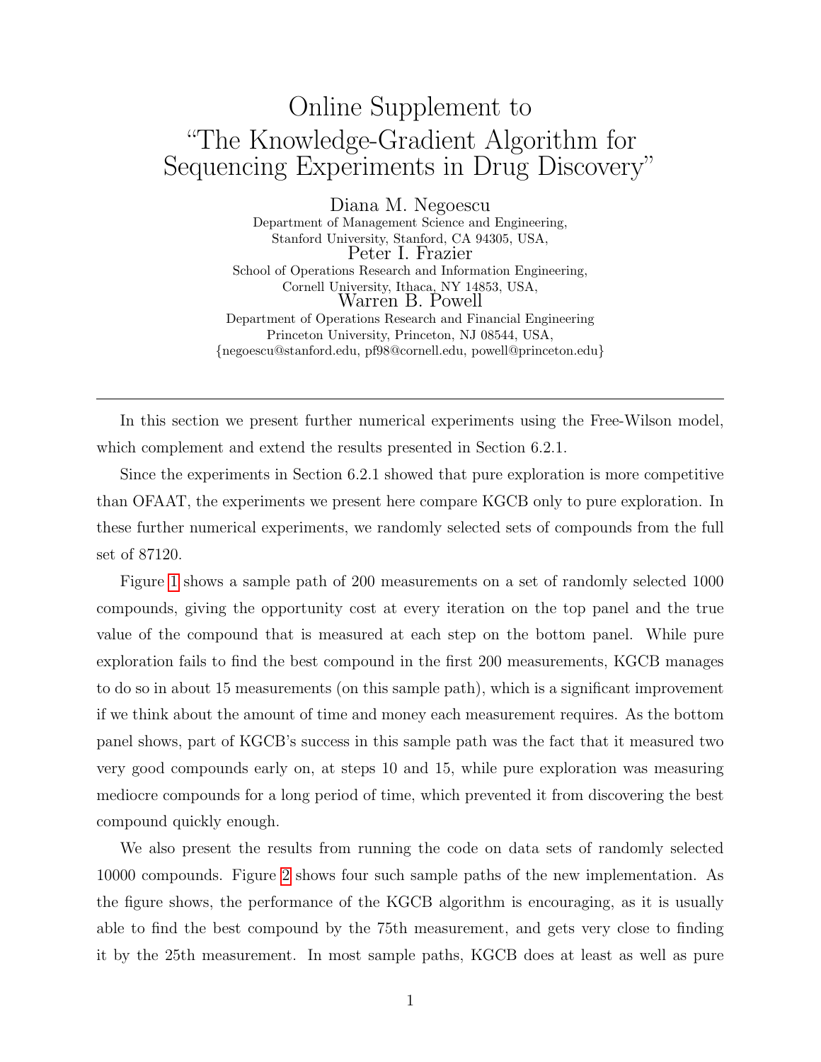# Online Supplement to "The Knowledge-Gradient Algorithm for Sequencing Experiments in Drug Discovery"

Diana M. Negoescu
Department of Management Science and Engineering,
Stanford University, Stanford, CA 94305, USA,

Peter I. Frazier
School of Operations Research and Information Engineering,
Cornell University, Ithaca, NY 14853, USA,

Warren B. Powell
Department of Operations Research and Financial Engineering
Princeton University, Princeton, NJ 08544, USA,

{negoescu@stanford.edu, pf98@cornell.edu, powell@princeton.edu}

---

In this section we present further numerical experiments using the Free-Wilson model, which complement and extend the results presented in Section 6.2.1.

Since the experiments in Section 6.2.1 showed that pure exploration is more competitive than OFAAT, the experiments we present here compare KGCB only to pure exploration. In these further numerical experiments, we randomly selected sets of compounds from the full set of 87120.

Figure 1 shows a sample path of 200 measurements on a set of randomly selected 1000 compounds, giving the opportunity cost at every iteration on the top panel and the true value of the compound that is measured at each step on the bottom panel. While pure exploration fails to find the best compound in the first 200 measurements, KGCB manages to do so in about 15 measurements (on this sample path), which is a significant improvement if we think about the amount of time and money each measurement requires. As the bottom panel shows, part of KGCB's success in this sample path was the fact that it measured two very good compounds early on, at steps 10 and 15, while pure exploration was measuring mediocre compounds for a long period of time, which prevented it from discovering the best compound quickly enough.

We also present the results from running the code on data sets of randomly selected 10000 compounds. Figure 2 shows four such sample paths of the new implementation. As the figure shows, the performance of the KGCB algorithm is encouraging, as it is usually able to find the best compound by the 75th measurement, and gets very close to finding it by the 25th measurement. In most sample paths, KGCB does at least as well as pure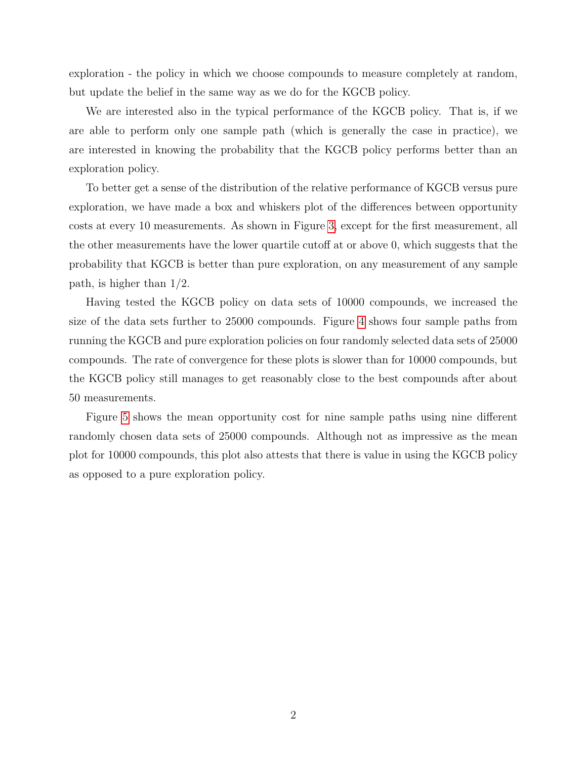exploration - the policy in which we choose compounds to measure completely at random, but update the belief in the same way as we do for the KGCB policy.

We are interested also in the typical performance of the KGCB policy. That is, if we are able to perform only one sample path (which is generally the case in practice), we are interested in knowing the probability that the KGCB policy performs better than an exploration policy.

To better get a sense of the distribution of the relative performance of KGCB versus pure exploration, we have made a box and whiskers plot of the differences between opportunity costs at every 10 measurements. As shown in Figure 3, except for the first measurement, all the other measurements have the lower quartile cutoff at or above 0, which suggests that the probability that KGCB is better than pure exploration, on any measurement of any sample path, is higher than 1/2.

Having tested the KGCB policy on data sets of 10000 compounds, we increased the size of the data sets further to 25000 compounds. Figure 4 shows four sample paths from running the KGCB and pure exploration policies on four randomly selected data sets of 25000 compounds. The rate of convergence for these plots is slower than for 10000 compounds, but the KGCB policy still manages to get reasonably close to the best compounds after about 50 measurements.

Figure 5 shows the mean opportunity cost for nine sample paths using nine different randomly chosen data sets of 25000 compounds. Although not as impressive as the mean plot for 10000 compounds, this plot also attests that there is value in using the KGCB policy as opposed to a pure exploration policy.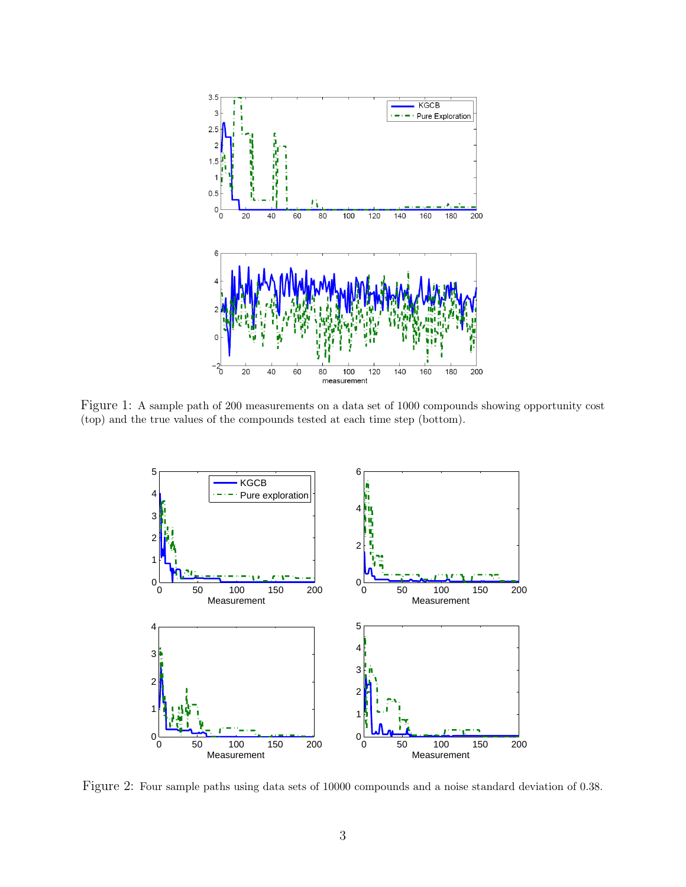Figure 1: A sample path of 200 measurements on a data set of 1000 compounds showing opportunity cost (top) and the true values of the compounds tested at each time step (bottom).

Figure 2: Four sample paths using data sets of 10000 compounds and a noise standard deviation of 0.38.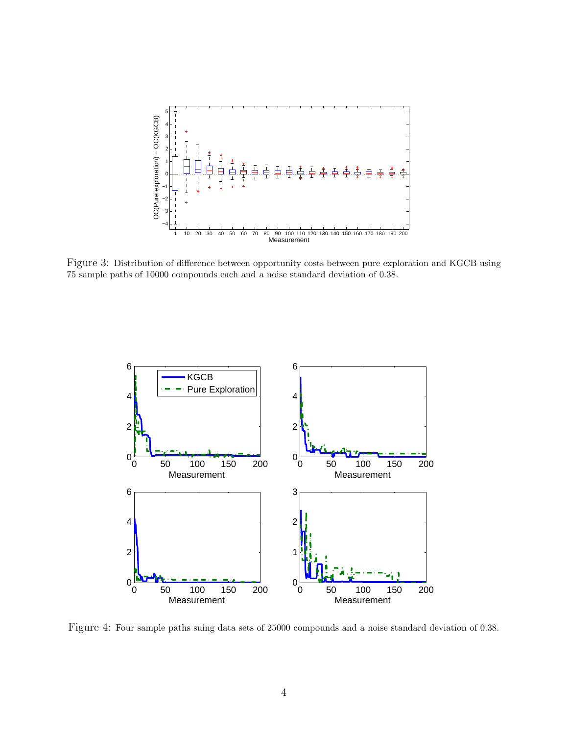Figure 3: Distribution of difference between opportunity costs between pure exploration and KGCB using 75 sample paths of 10000 compounds each and a noise standard deviation of 0.38.

Figure 4: Four sample paths suing data sets of 25000 compounds and a noise standard deviation of 0.38.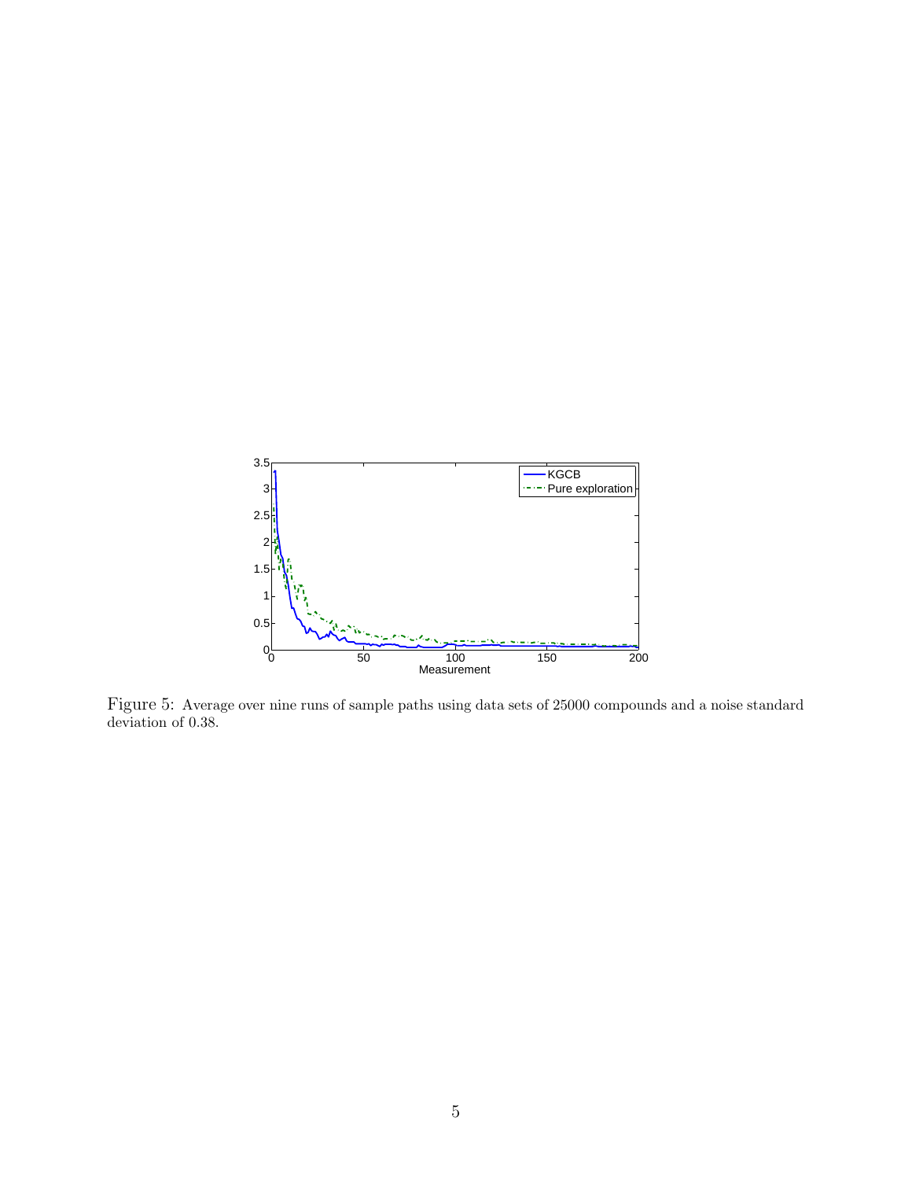3.5
3
2.5
2
1.5
1
0.5
0
0
50
100
150
200
Measurement

KGCB
Pure exploration

Figure 5: Average over nine runs of sample paths using data sets of 25000 compounds and a noise standard deviation of 0.38.